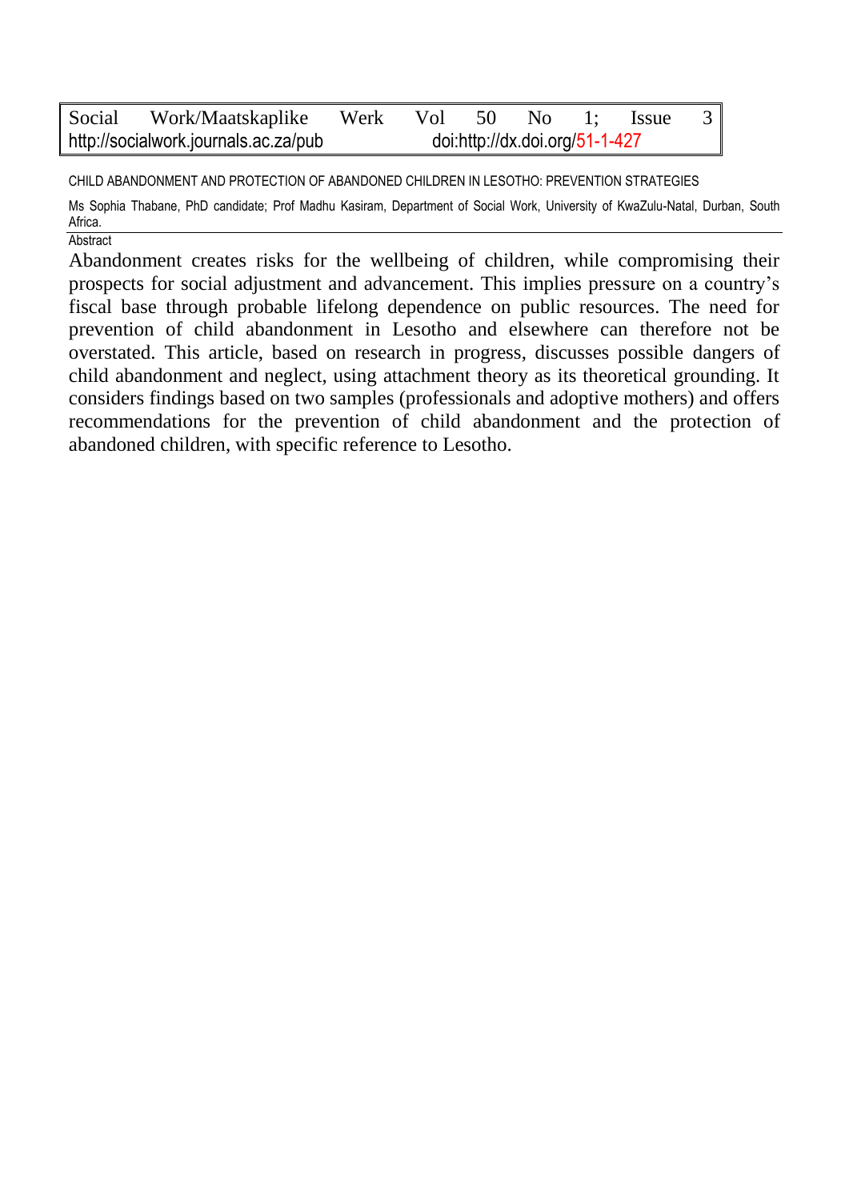# CHILD ABANDONMENT AND PROTECTION OF ABANDONED CHILDREN IN LESOTHO: PREVENTION STRATEGIES

Ms Sophia Thabane, PhD candidate; Prof Madhu Kasiram, Department of Social Work, University of KwaZulu-Natal, Durban, South Africa.

## Abstract

Abandonment creates risks for the wellbeing of children, while compromising their prospects for social adjustment and advancement. This implies pressure on a country's fiscal base through probable lifelong dependence on public resources. The need for prevention of child abandonment in Lesotho and elsewhere can therefore not be overstated. This article, based on research in progress, discusses possible dangers of child abandonment and neglect, using attachment theory as its theoretical grounding. It considers findings based on two samples (professionals and adoptive mothers) and offers recommendations for the prevention of child abandonment and the protection of abandoned children, with specific reference to Lesotho.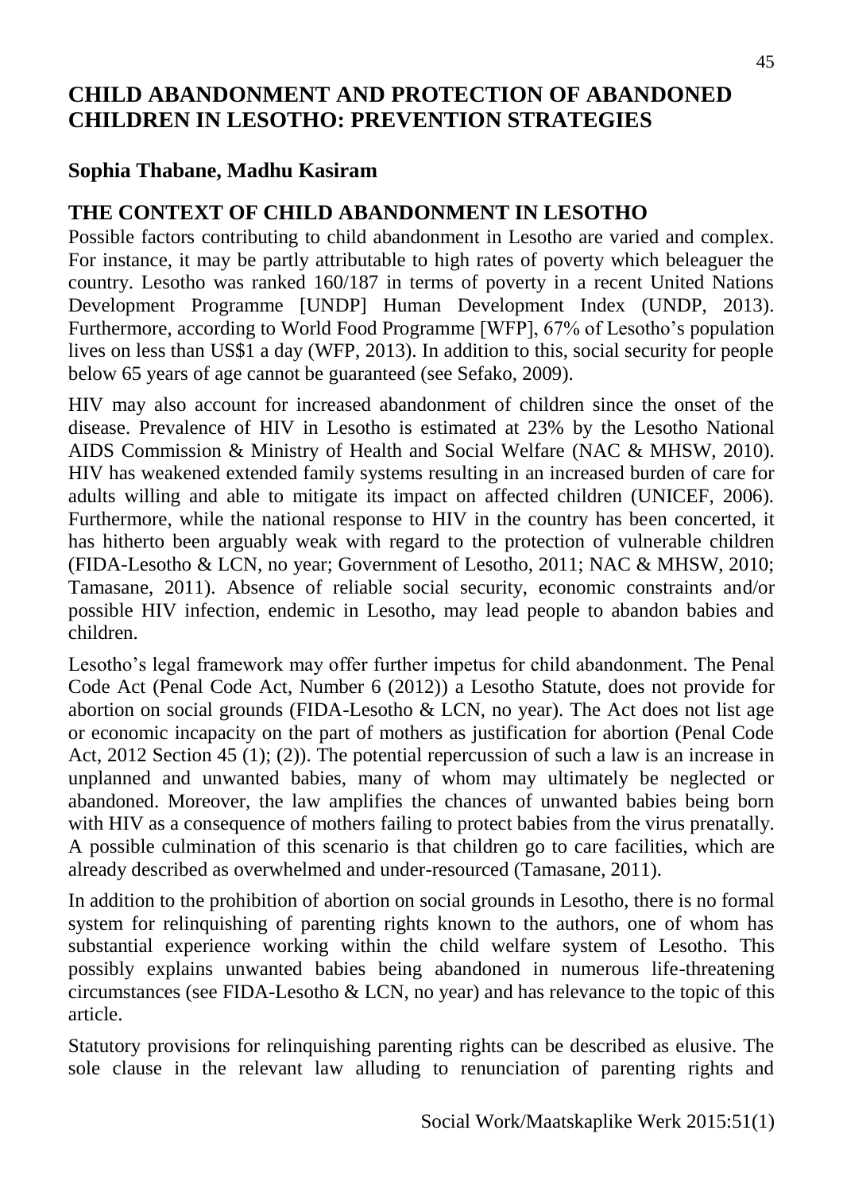# CHILD ABANDONMENT AND PROTECTION OF ABANDONED CHILDREN IN LESOTHO: PREVENTION STRATEGIES

**Sophia Thabane, Madhu Kasiram**

## THE CONTEXT OF CHILD ABANDONMENT IN LESOTHO

Possible factors contributing to child abandonment in Lesotho are varied and complex. For instance, it may be partly attributable to high rates of poverty which beleaguer the country. Lesotho was ranked 160/187 in terms of poverty in a recent United Nations Development Programme [UNDP] Human Development Index (UNDP, 2013). Furthermore, according to World Food Programme [WFP], 67% of Lesotho's population lives on less than US$1 a day (WFP, 2013). In addition to this, social security for people below 65 years of age cannot be guaranteed (see Sefako, 2009).

HIV may also account for increased abandonment of children since the onset of the disease. Prevalence of HIV in Lesotho is estimated at 23% by the Lesotho National AIDS Commission & Ministry of Health and Social Welfare (NAC & MHSW, 2010). HIV has weakened extended family systems resulting in an increased burden of care for adults willing and able to mitigate its impact on affected children (UNICEF, 2006). Furthermore, while the national response to HIV in the country has been concerted, it has hitherto been arguably weak with regard to the protection of vulnerable children (FIDA-Lesotho & LCN, no year; Government of Lesotho, 2011; NAC & MHSW, 2010; Tamasane, 2011). Absence of reliable social security, economic constraints and/or possible HIV infection, endemic in Lesotho, may lead people to abandon babies and children.

Lesotho's legal framework may offer further impetus for child abandonment. The Penal Code Act (Penal Code Act, Number 6 (2012)) a Lesotho Statute, does not provide for abortion on social grounds (FIDA-Lesotho & LCN, no year). The Act does not list age or economic incapacity on the part of mothers as justification for abortion (Penal Code Act, 2012 Section 45 (1); (2)). The potential repercussion of such a law is an increase in unplanned and unwanted babies, many of whom may ultimately be neglected or abandoned. Moreover, the law amplifies the chances of unwanted babies being born with HIV as a consequence of mothers failing to protect babies from the virus prenatally. A possible culmination of this scenario is that children go to care facilities, which are already described as overwhelmed and under-resourced (Tamasane, 2011).

In addition to the prohibition of abortion on social grounds in Lesotho, there is no formal system for relinquishing of parenting rights known to the authors, one of whom has substantial experience working within the child welfare system of Lesotho. This possibly explains unwanted babies being abandoned in numerous life-threatening circumstances (see FIDA-Lesotho & LCN, no year) and has relevance to the topic of this article.

Statutory provisions for relinquishing parenting rights can be described as elusive. The sole clause in the relevant law alluding to renunciation of parenting rights and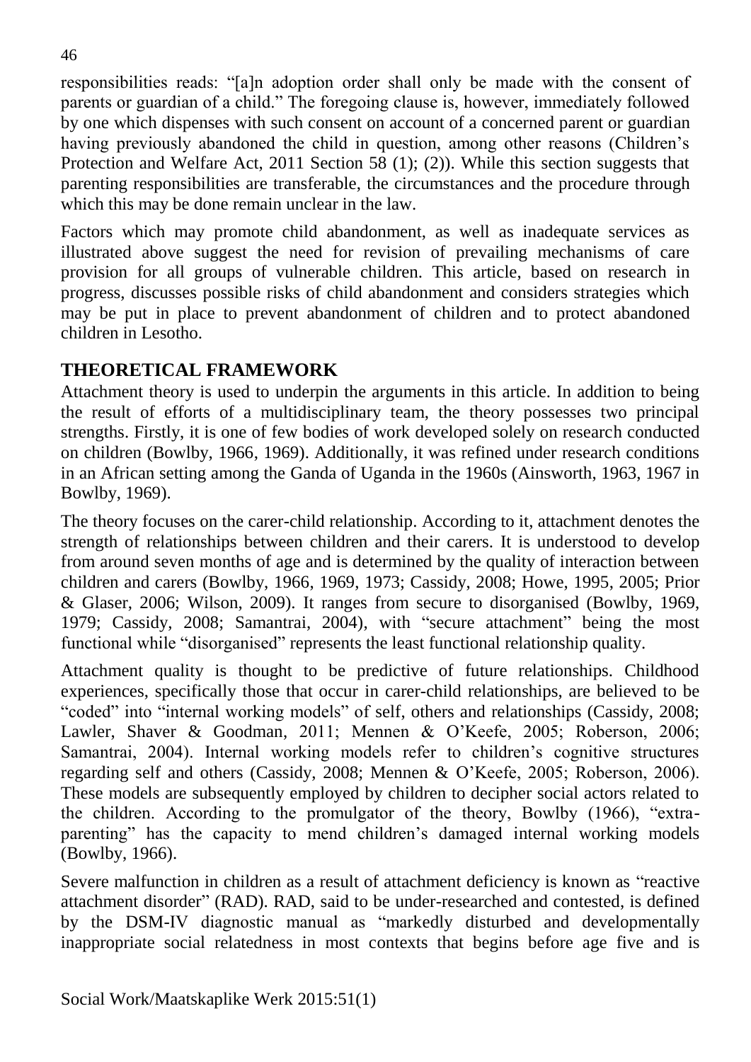responsibilities reads: "[a]n adoption order shall only be made with the consent of parents or guardian of a child." The foregoing clause is, however, immediately followed by one which dispenses with such consent on account of a concerned parent or guardian having previously abandoned the child in question, among other reasons (Children's Protection and Welfare Act, 2011 Section 58 (1); (2)). While this section suggests that parenting responsibilities are transferable, the circumstances and the procedure through which this may be done remain unclear in the law.

Factors which may promote child abandonment, as well as inadequate services as illustrated above suggest the need for revision of prevailing mechanisms of care provision for all groups of vulnerable children. This article, based on research in progress, discusses possible risks of child abandonment and considers strategies which may be put in place to prevent abandonment of children and to protect abandoned children in Lesotho.

## THEORETICAL FRAMEWORK

Attachment theory is used to underpin the arguments in this article. In addition to being the result of efforts of a multidisciplinary team, the theory possesses two principal strengths. Firstly, it is one of few bodies of work developed solely on research conducted on children (Bowlby, 1966, 1969). Additionally, it was refined under research conditions in an African setting among the Ganda of Uganda in the 1960s (Ainsworth, 1963, 1967 in Bowlby, 1969).

The theory focuses on the carer-child relationship. According to it, attachment denotes the strength of relationships between children and their carers. It is understood to develop from around seven months of age and is determined by the quality of interaction between children and carers (Bowlby, 1966, 1969, 1973; Cassidy, 2008; Howe, 1995, 2005; Prior & Glaser, 2006; Wilson, 2009). It ranges from secure to disorganised (Bowlby, 1969, 1979; Cassidy, 2008; Samantrai, 2004), with "secure attachment" being the most functional while "disorganised" represents the least functional relationship quality.

Attachment quality is thought to be predictive of future relationships. Childhood experiences, specifically those that occur in carer-child relationships, are believed to be "coded" into "internal working models" of self, others and relationships (Cassidy, 2008; Lawler, Shaver & Goodman, 2011; Mennen & O'Keefe, 2005; Roberson, 2006; Samantrai, 2004). Internal working models refer to children's cognitive structures regarding self and others (Cassidy, 2008; Mennen & O'Keefe, 2005; Roberson, 2006). These models are subsequently employed by children to decipher social actors related to the children. According to the promulgator of the theory, Bowlby (1966), "extra-parenting" has the capacity to mend children's damaged internal working models (Bowlby, 1966).

Severe malfunction in children as a result of attachment deficiency is known as "reactive attachment disorder" (RAD). RAD, said to be under-researched and contested, is defined by the DSM-IV diagnostic manual as "markedly disturbed and developmentally inappropriate social relatedness in most contexts that begins before age five and is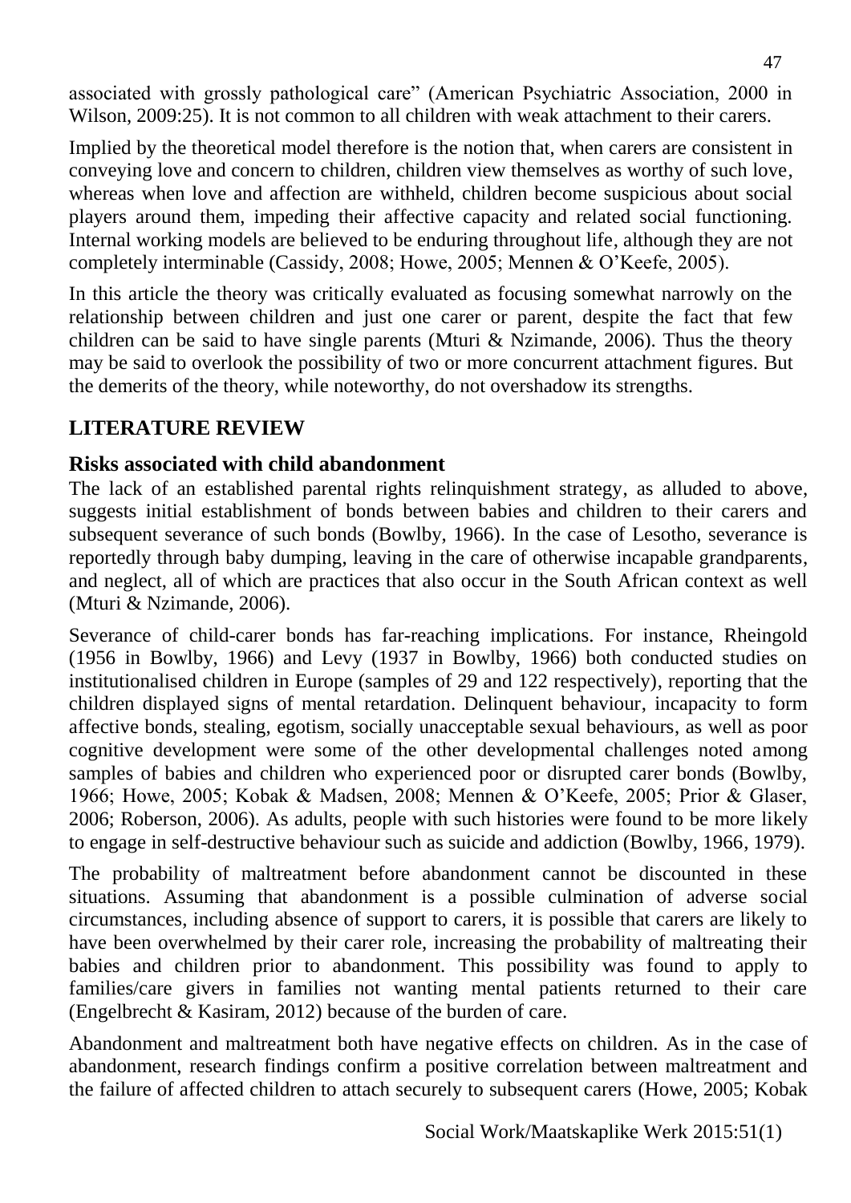associated with grossly pathological care" (American Psychiatric Association, 2000 in Wilson, 2009:25). It is not common to all children with weak attachment to their carers.

Implied by the theoretical model therefore is the notion that, when carers are consistent in conveying love and concern to children, children view themselves as worthy of such love, whereas when love and affection are withheld, children become suspicious about social players around them, impeding their affective capacity and related social functioning. Internal working models are believed to be enduring throughout life, although they are not completely interminable (Cassidy, 2008; Howe, 2005; Mennen & O'Keefe, 2005).

In this article the theory was critically evaluated as focusing somewhat narrowly on the relationship between children and just one carer or parent, despite the fact that few children can be said to have single parents (Mturi & Nzimande, 2006). Thus the theory may be said to overlook the possibility of two or more concurrent attachment figures. But the demerits of the theory, while noteworthy, do not overshadow its strengths.

## LITERATURE REVIEW

### Risks associated with child abandonment

The lack of an established parental rights relinquishment strategy, as alluded to above, suggests initial establishment of bonds between babies and children to their carers and subsequent severance of such bonds (Bowlby, 1966). In the case of Lesotho, severance is reportedly through baby dumping, leaving in the care of otherwise incapable grandparents, and neglect, all of which are practices that also occur in the South African context as well (Mturi & Nzimande, 2006).

Severance of child-carer bonds has far-reaching implications. For instance, Rheingold (1956 in Bowlby, 1966) and Levy (1937 in Bowlby, 1966) both conducted studies on institutionalised children in Europe (samples of 29 and 122 respectively), reporting that the children displayed signs of mental retardation. Delinquent behaviour, incapacity to form affective bonds, stealing, egotism, socially unacceptable sexual behaviours, as well as poor cognitive development were some of the other developmental challenges noted among samples of babies and children who experienced poor or disrupted carer bonds (Bowlby, 1966; Howe, 2005; Kobak & Madsen, 2008; Mennen & O'Keefe, 2005; Prior & Glaser, 2006; Roberson, 2006). As adults, people with such histories were found to be more likely to engage in self-destructive behaviour such as suicide and addiction (Bowlby, 1966, 1979).

The probability of maltreatment before abandonment cannot be discounted in these situations. Assuming that abandonment is a possible culmination of adverse social circumstances, including absence of support to carers, it is possible that carers are likely to have been overwhelmed by their carer role, increasing the probability of maltreating their babies and children prior to abandonment. This possibility was found to apply to families/care givers in families not wanting mental patients returned to their care (Engelbrecht & Kasiram, 2012) because of the burden of care.

Abandonment and maltreatment both have negative effects on children. As in the case of abandonment, research findings confirm a positive correlation between maltreatment and the failure of affected children to attach securely to subsequent carers (Howe, 2005; Kobak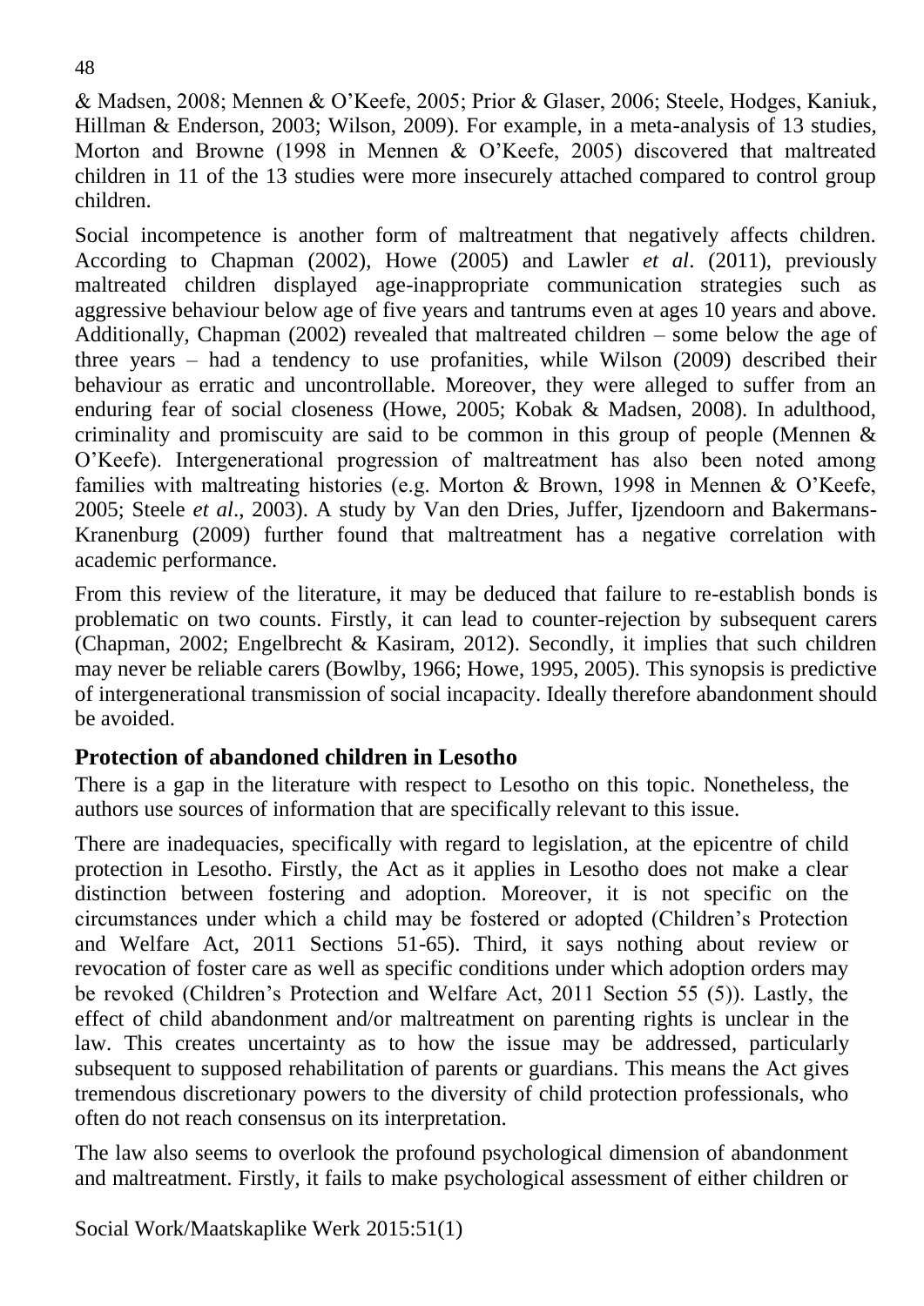& Madsen, 2008; Mennen & O'Keefe, 2005; Prior & Glaser, 2006; Steele, Hodges, Kaniuk, Hillman & Enderson, 2003; Wilson, 2009). For example, in a meta-analysis of 13 studies, Morton and Browne (1998 in Mennen & O'Keefe, 2005) discovered that maltreated children in 11 of the 13 studies were more insecurely attached compared to control group children.

Social incompetence is another form of maltreatment that negatively affects children. According to Chapman (2002), Howe (2005) and Lawler *et al*. (2011), previously maltreated children displayed age-inappropriate communication strategies such as aggressive behaviour below age of five years and tantrums even at ages 10 years and above. Additionally, Chapman (2002) revealed that maltreated children – some below the age of three years – had a tendency to use profanities, while Wilson (2009) described their behaviour as erratic and uncontrollable. Moreover, they were alleged to suffer from an enduring fear of social closeness (Howe, 2005; Kobak & Madsen, 2008). In adulthood, criminality and promiscuity are said to be common in this group of people (Mennen & O'Keefe). Intergenerational progression of maltreatment has also been noted among families with maltreating histories (e.g. Morton & Brown, 1998 in Mennen & O'Keefe, 2005; Steele *et al*., 2003). A study by Van den Dries, Juffer, Ijzendoorn and Bakermans-Kranenburg (2009) further found that maltreatment has a negative correlation with academic performance.

From this review of the literature, it may be deduced that failure to re-establish bonds is problematic on two counts. Firstly, it can lead to counter-rejection by subsequent carers (Chapman, 2002; Engelbrecht & Kasiram, 2012). Secondly, it implies that such children may never be reliable carers (Bowlby, 1966; Howe, 1995, 2005). This synopsis is predictive of intergenerational transmission of social incapacity. Ideally therefore abandonment should be avoided.

## Protection of abandoned children in Lesotho

There is a gap in the literature with respect to Lesotho on this topic. Nonetheless, the authors use sources of information that are specifically relevant to this issue.

There are inadequacies, specifically with regard to legislation, at the epicentre of child protection in Lesotho. Firstly, the Act as it applies in Lesotho does not make a clear distinction between fostering and adoption. Moreover, it is not specific on the circumstances under which a child may be fostered or adopted (Children's Protection and Welfare Act, 2011 Sections 51-65). Third, it says nothing about review or revocation of foster care as well as specific conditions under which adoption orders may be revoked (Children's Protection and Welfare Act, 2011 Section 55 (5)). Lastly, the effect of child abandonment and/or maltreatment on parenting rights is unclear in the law. This creates uncertainty as to how the issue may be addressed, particularly subsequent to supposed rehabilitation of parents or guardians. This means the Act gives tremendous discretionary powers to the diversity of child protection professionals, who often do not reach consensus on its interpretation.

The law also seems to overlook the profound psychological dimension of abandonment and maltreatment. Firstly, it fails to make psychological assessment of either children or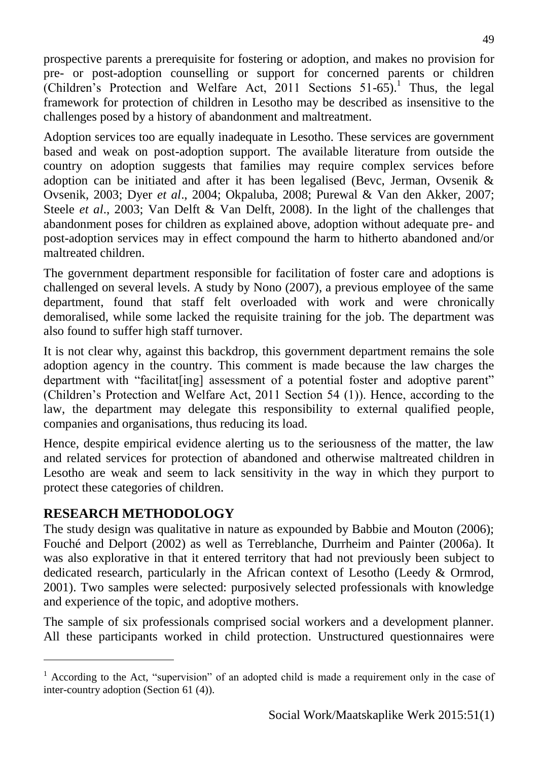prospective parents a prerequisite for fostering or adoption, and makes no provision for pre- or post-adoption counselling or support for concerned parents or children (Children's Protection and Welfare Act, 2011 Sections 51-65).[1] Thus, the legal framework for protection of children in Lesotho may be described as insensitive to the challenges posed by a history of abandonment and maltreatment.

Adoption services too are equally inadequate in Lesotho. These services are government based and weak on post-adoption support. The available literature from outside the country on adoption suggests that families may require complex services before adoption can be initiated and after it has been legalised (Bevc, Jerman, Ovsenik & Ovsenik, 2003; Dyer *et al*., 2004; Okpaluba, 2008; Purewal & Van den Akker, 2007; Steele *et al*., 2003; Van Delft & Van Delft, 2008). In the light of the challenges that abandonment poses for children as explained above, adoption without adequate pre- and post-adoption services may in effect compound the harm to hitherto abandoned and/or maltreated children.

The government department responsible for facilitation of foster care and adoptions is challenged on several levels. A study by Nono (2007), a previous employee of the same department, found that staff felt overloaded with work and were chronically demoralised, while some lacked the requisite training for the job. The department was also found to suffer high staff turnover.

It is not clear why, against this backdrop, this government department remains the sole adoption agency in the country. This comment is made because the law charges the department with "facilitat[ing] assessment of a potential foster and adoptive parent" (Children's Protection and Welfare Act, 2011 Section 54 (1)). Hence, according to the law, the department may delegate this responsibility to external qualified people, companies and organisations, thus reducing its load.

Hence, despite empirical evidence alerting us to the seriousness of the matter, the law and related services for protection of abandoned and otherwise maltreated children in Lesotho are weak and seem to lack sensitivity in the way in which they purport to protect these categories of children.

## RESEARCH METHODOLOGY

The study design was qualitative in nature as expounded by Babbie and Mouton (2006); Fouché and Delport (2002) as well as Terreblanche, Durrheim and Painter (2006a). It was also explorative in that it entered territory that had not previously been subject to dedicated research, particularly in the African context of Lesotho (Leedy & Ormrod, 2001). Two samples were selected: purposively selected professionals with knowledge and experience of the topic, and adoptive mothers.

The sample of six professionals comprised social workers and a development planner. All these participants worked in child protection. Unstructured questionnaires were

---

[1] According to the Act, "supervision" of an adopted child is made a requirement only in the case of inter-country adoption (Section 61 (4)).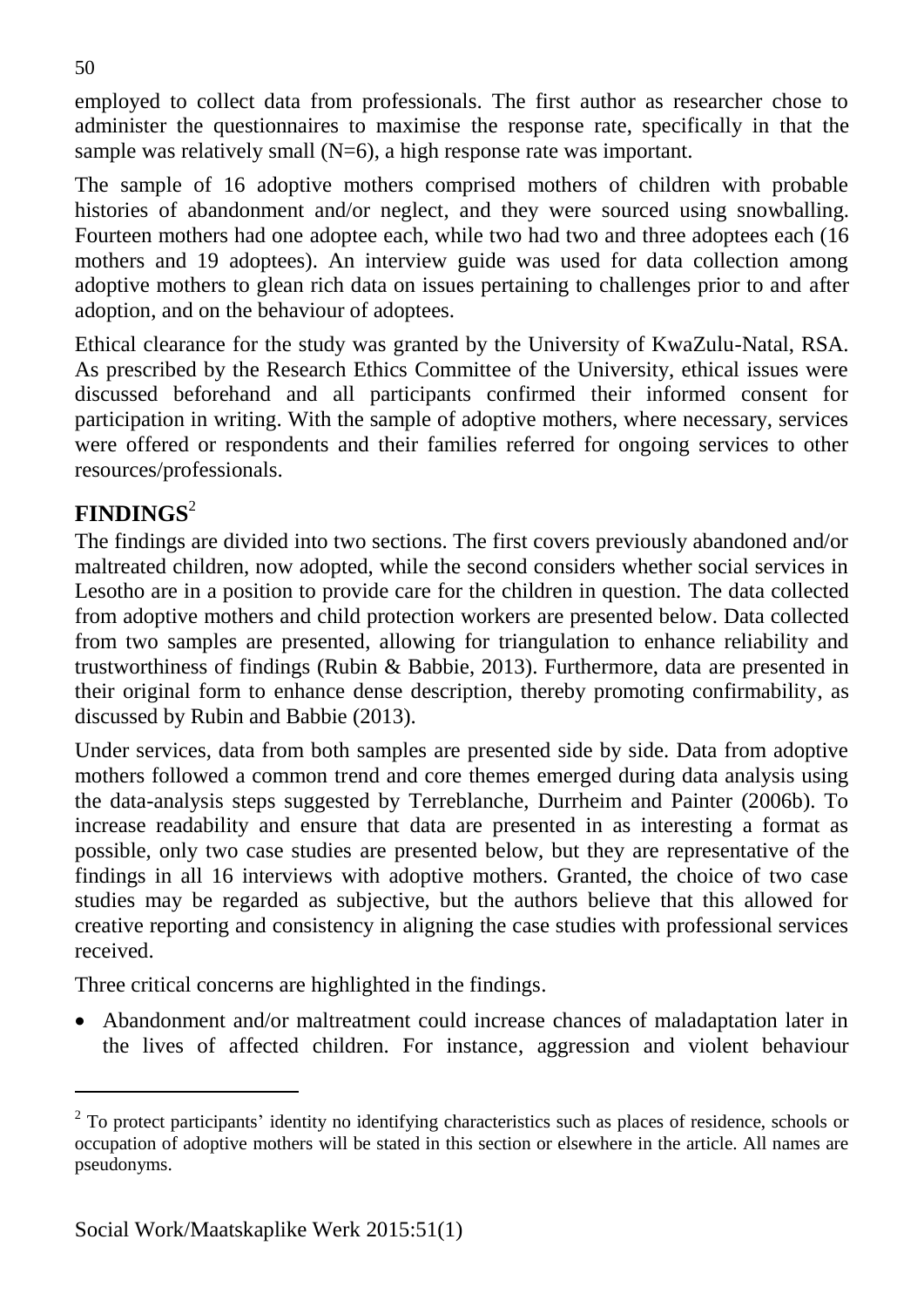employed to collect data from professionals. The first author as researcher chose to administer the questionnaires to maximise the response rate, specifically in that the sample was relatively small (N=6), a high response rate was important.

The sample of 16 adoptive mothers comprised mothers of children with probable histories of abandonment and/or neglect, and they were sourced using snowballing. Fourteen mothers had one adoptee each, while two had two and three adoptees each (16 mothers and 19 adoptees). An interview guide was used for data collection among adoptive mothers to glean rich data on issues pertaining to challenges prior to and after adoption, and on the behaviour of adoptees.

Ethical clearance for the study was granted by the University of KwaZulu-Natal, RSA. As prescribed by the Research Ethics Committee of the University, ethical issues were discussed beforehand and all participants confirmed their informed consent for participation in writing. With the sample of adoptive mothers, where necessary, services were offered or respondents and their families referred for ongoing services to other resources/professionals.

## FINDINGS[2]

The findings are divided into two sections. The first covers previously abandoned and/or maltreated children, now adopted, while the second considers whether social services in Lesotho are in a position to provide care for the children in question. The data collected from adoptive mothers and child protection workers are presented below. Data collected from two samples are presented, allowing for triangulation to enhance reliability and trustworthiness of findings (Rubin & Babbie, 2013). Furthermore, data are presented in their original form to enhance dense description, thereby promoting confirmability, as discussed by Rubin and Babbie (2013).

Under services, data from both samples are presented side by side. Data from adoptive mothers followed a common trend and core themes emerged during data analysis using the data-analysis steps suggested by Terreblanche, Durrheim and Painter (2006b). To increase readability and ensure that data are presented in as interesting a format as possible, only two case studies are presented below, but they are representative of the findings in all 16 interviews with adoptive mothers. Granted, the choice of two case studies may be regarded as subjective, but the authors believe that this allowed for creative reporting and consistency in aligning the case studies with professional services received.

Three critical concerns are highlighted in the findings.

- Abandonment and/or maltreatment could increase chances of maladaptation later in the lives of affected children. For instance, aggression and violent behaviour

[2] To protect participants' identity no identifying characteristics such as places of residence, schools or occupation of adoptive mothers will be stated in this section or elsewhere in the article. All names are pseudonyms.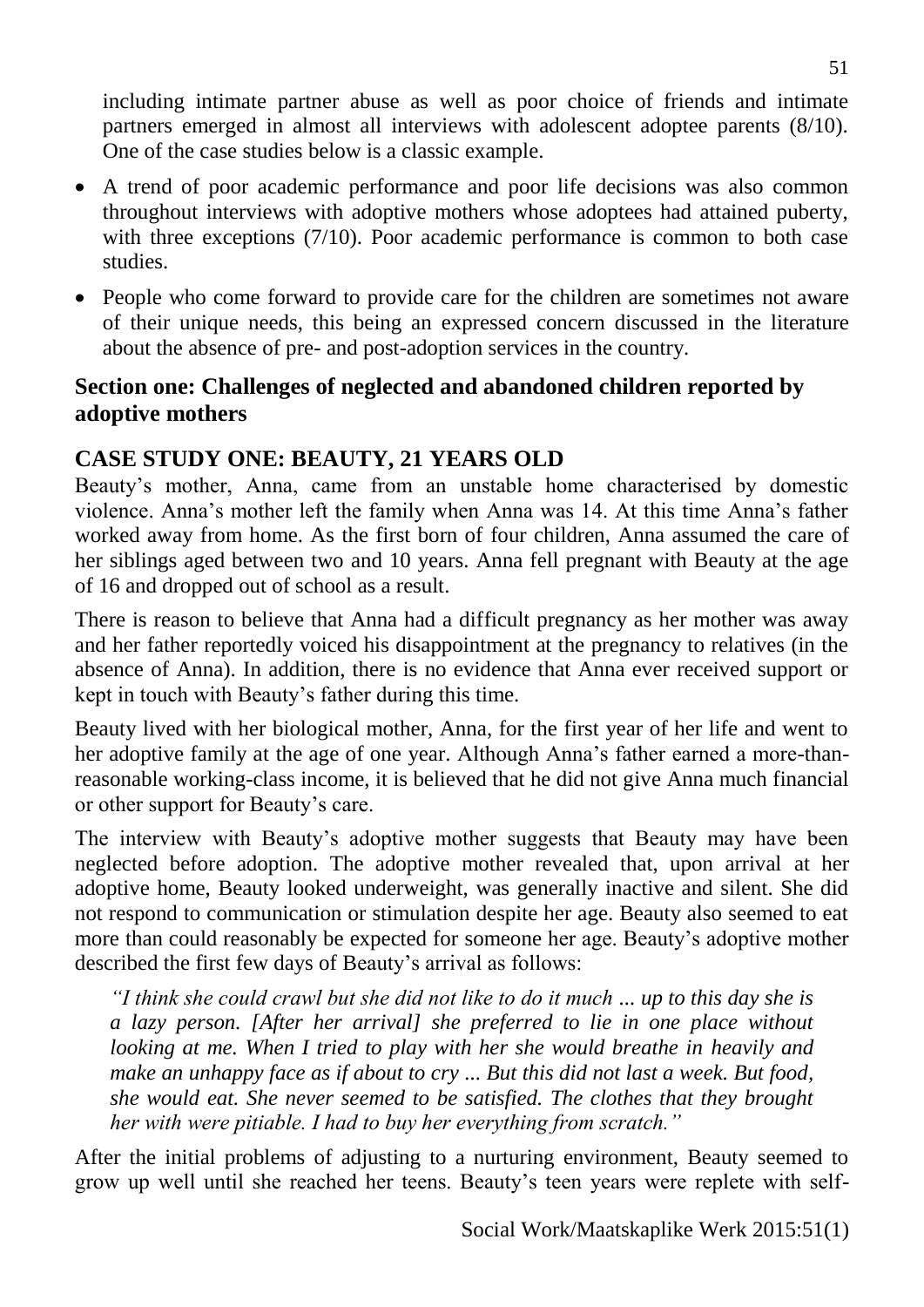including intimate partner abuse as well as poor choice of friends and intimate partners emerged in almost all interviews with adolescent adoptee parents (8/10). One of the case studies below is a classic example.

- A trend of poor academic performance and poor life decisions was also common throughout interviews with adoptive mothers whose adoptees had attained puberty, with three exceptions (7/10). Poor academic performance is common to both case studies.
- People who come forward to provide care for the children are sometimes not aware of their unique needs, this being an expressed concern discussed in the literature about the absence of pre- and post-adoption services in the country.

## Section one: Challenges of neglected and abandoned children reported by adoptive mothers

### CASE STUDY ONE: BEAUTY, 21 YEARS OLD

Beauty's mother, Anna, came from an unstable home characterised by domestic violence. Anna's mother left the family when Anna was 14. At this time Anna's father worked away from home. As the first born of four children, Anna assumed the care of her siblings aged between two and 10 years. Anna fell pregnant with Beauty at the age of 16 and dropped out of school as a result.

There is reason to believe that Anna had a difficult pregnancy as her mother was away and her father reportedly voiced his disappointment at the pregnancy to relatives (in the absence of Anna). In addition, there is no evidence that Anna ever received support or kept in touch with Beauty's father during this time.

Beauty lived with her biological mother, Anna, for the first year of her life and went to her adoptive family at the age of one year. Although Anna's father earned a more-than-reasonable working-class income, it is believed that he did not give Anna much financial or other support for Beauty's care.

The interview with Beauty's adoptive mother suggests that Beauty may have been neglected before adoption. The adoptive mother revealed that, upon arrival at her adoptive home, Beauty looked underweight, was generally inactive and silent. She did not respond to communication or stimulation despite her age. Beauty also seemed to eat more than could reasonably be expected for someone her age. Beauty's adoptive mother described the first few days of Beauty's arrival as follows:

> *"I think she could crawl but she did not like to do it much ... up to this day she is a lazy person. [After her arrival] she preferred to lie in one place without looking at me. When I tried to play with her she would breathe in heavily and make an unhappy face as if about to cry ... But this did not last a week. But food, she would eat. She never seemed to be satisfied. The clothes that they brought her with were pitiable. I had to buy her everything from scratch."*

After the initial problems of adjusting to a nurturing environment, Beauty seemed to grow up well until she reached her teens. Beauty's teen years were replete with self-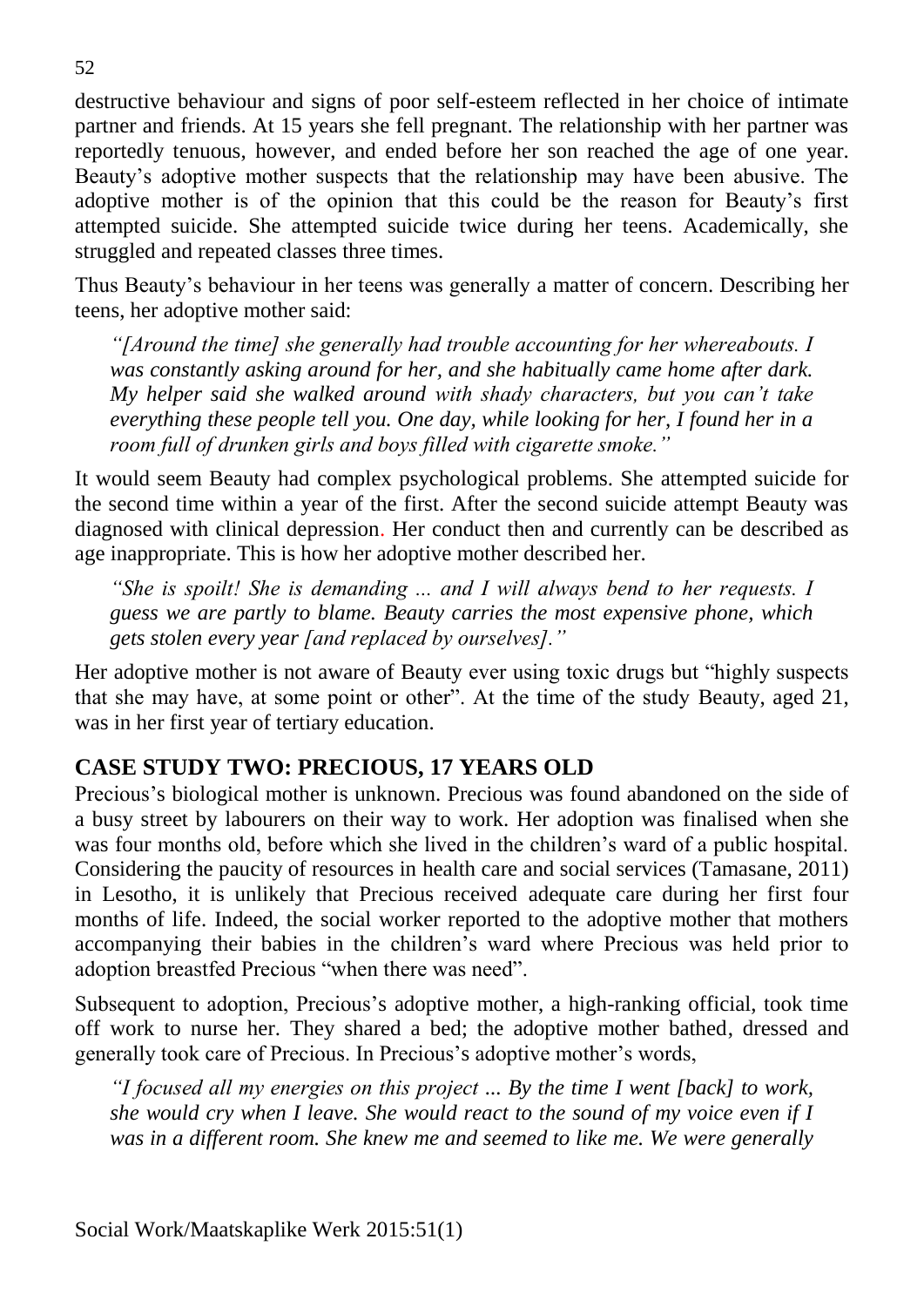destructive behaviour and signs of poor self-esteem reflected in her choice of intimate partner and friends. At 15 years she fell pregnant. The relationship with her partner was reportedly tenuous, however, and ended before her son reached the age of one year. Beauty's adoptive mother suspects that the relationship may have been abusive. The adoptive mother is of the opinion that this could be the reason for Beauty's first attempted suicide. She attempted suicide twice during her teens. Academically, she struggled and repeated classes three times.

Thus Beauty's behaviour in her teens was generally a matter of concern. Describing her teens, her adoptive mother said:

> *"[Around the time] she generally had trouble accounting for her whereabouts. I was constantly asking around for her, and she habitually came home after dark. My helper said she walked around with shady characters, but you can't take everything these people tell you. One day, while looking for her, I found her in a room full of drunken girls and boys filled with cigarette smoke."*

It would seem Beauty had complex psychological problems. She attempted suicide for the second time within a year of the first. After the second suicide attempt Beauty was diagnosed with clinical depression. Her conduct then and currently can be described as age inappropriate. This is how her adoptive mother described her.

> *"She is spoilt! She is demanding ... and I will always bend to her requests. I guess we are partly to blame. Beauty carries the most expensive phone, which gets stolen every year [and replaced by ourselves]."*

Her adoptive mother is not aware of Beauty ever using toxic drugs but "highly suspects that she may have, at some point or other". At the time of the study Beauty, aged 21, was in her first year of tertiary education.

## CASE STUDY TWO: PRECIOUS, 17 YEARS OLD

Precious's biological mother is unknown. Precious was found abandoned on the side of a busy street by labourers on their way to work. Her adoption was finalised when she was four months old, before which she lived in the children's ward of a public hospital. Considering the paucity of resources in health care and social services (Tamasane, 2011) in Lesotho, it is unlikely that Precious received adequate care during her first four months of life. Indeed, the social worker reported to the adoptive mother that mothers accompanying their babies in the children's ward where Precious was held prior to adoption breastfed Precious "when there was need".

Subsequent to adoption, Precious's adoptive mother, a high-ranking official, took time off work to nurse her. They shared a bed; the adoptive mother bathed, dressed and generally took care of Precious. In Precious's adoptive mother's words,

> *"I focused all my energies on this project ... By the time I went [back] to work, she would cry when I leave. She would react to the sound of my voice even if I was in a different room. She knew me and seemed to like me. We were generally*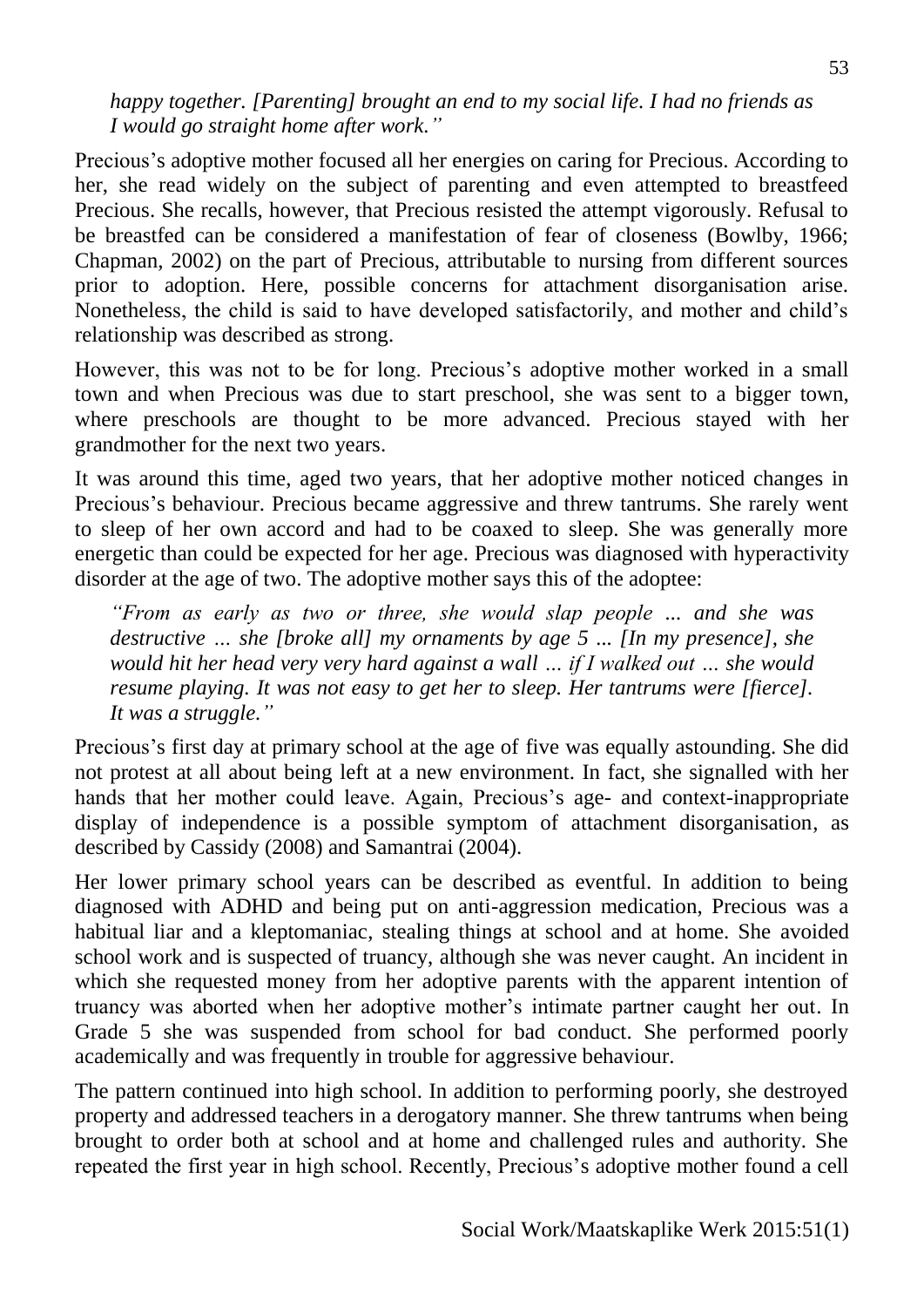*happy together. [Parenting] brought an end to my social life. I had no friends as I would go straight home after work."*

Precious's adoptive mother focused all her energies on caring for Precious. According to her, she read widely on the subject of parenting and even attempted to breastfeed Precious. She recalls, however, that Precious resisted the attempt vigorously. Refusal to be breastfed can be considered a manifestation of fear of closeness (Bowlby, 1966; Chapman, 2002) on the part of Precious, attributable to nursing from different sources prior to adoption. Here, possible concerns for attachment disorganisation arise. Nonetheless, the child is said to have developed satisfactorily, and mother and child's relationship was described as strong.

However, this was not to be for long. Precious's adoptive mother worked in a small town and when Precious was due to start preschool, she was sent to a bigger town, where preschools are thought to be more advanced. Precious stayed with her grandmother for the next two years.

It was around this time, aged two years, that her adoptive mother noticed changes in Precious's behaviour. Precious became aggressive and threw tantrums. She rarely went to sleep of her own accord and had to be coaxed to sleep. She was generally more energetic than could be expected for her age. Precious was diagnosed with hyperactivity disorder at the age of two. The adoptive mother says this of the adoptee:

> *"From as early as two or three, she would slap people ... and she was destructive … she [broke all] my ornaments by age 5 ... [In my presence], she would hit her head very very hard against a wall … if I walked out … she would resume playing. It was not easy to get her to sleep. Her tantrums were [fierce]. It was a struggle."*

Precious's first day at primary school at the age of five was equally astounding. She did not protest at all about being left at a new environment. In fact, she signalled with her hands that her mother could leave. Again, Precious's age- and context-inappropriate display of independence is a possible symptom of attachment disorganisation, as described by Cassidy (2008) and Samantrai (2004).

Her lower primary school years can be described as eventful. In addition to being diagnosed with ADHD and being put on anti-aggression medication, Precious was a habitual liar and a kleptomaniac, stealing things at school and at home. She avoided school work and is suspected of truancy, although she was never caught. An incident in which she requested money from her adoptive parents with the apparent intention of truancy was aborted when her adoptive mother's intimate partner caught her out. In Grade 5 she was suspended from school for bad conduct. She performed poorly academically and was frequently in trouble for aggressive behaviour.

The pattern continued into high school. In addition to performing poorly, she destroyed property and addressed teachers in a derogatory manner. She threw tantrums when being brought to order both at school and at home and challenged rules and authority. She repeated the first year in high school. Recently, Precious's adoptive mother found a cell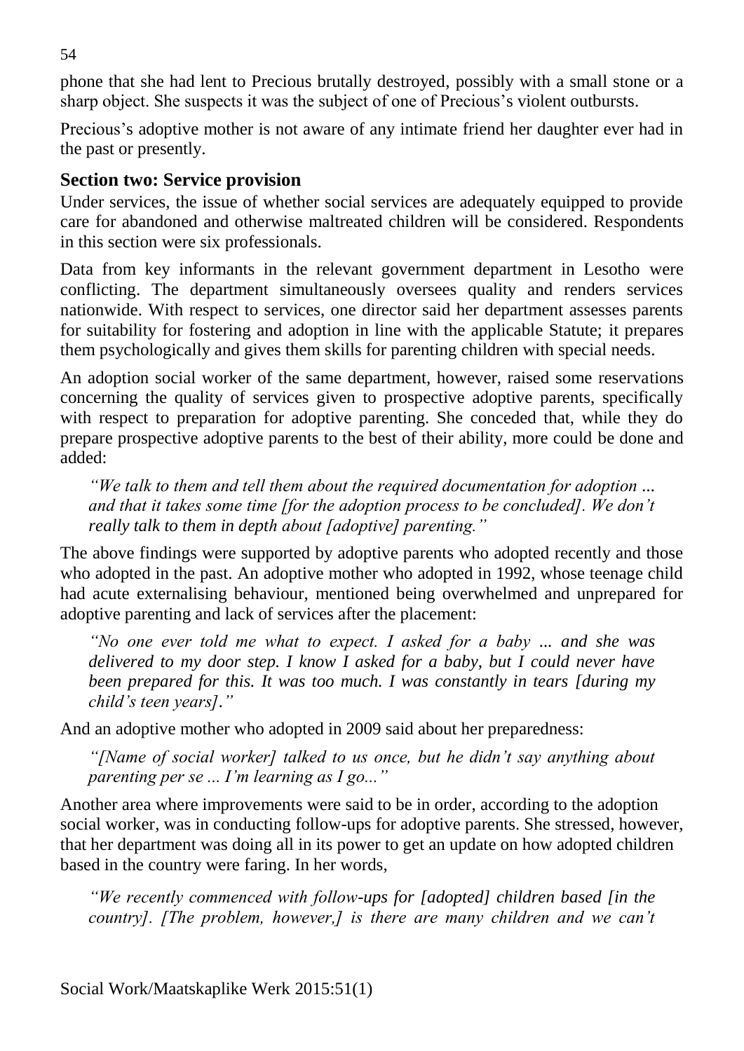phone that she had lent to Precious brutally destroyed, possibly with a small stone or a sharp object. She suspects it was the subject of one of Precious's violent outbursts.

Precious's adoptive mother is not aware of any intimate friend her daughter ever had in the past or presently.

## Section two: Service provision

Under services, the issue of whether social services are adequately equipped to provide care for abandoned and otherwise maltreated children will be considered. Respondents in this section were six professionals.

Data from key informants in the relevant government department in Lesotho were conflicting. The department simultaneously oversees quality and renders services nationwide. With respect to services, one director said her department assesses parents for suitability for fostering and adoption in line with the applicable Statute; it prepares them psychologically and gives them skills for parenting children with special needs.

An adoption social worker of the same department, however, raised some reservations concerning the quality of services given to prospective adoptive parents, specifically with respect to preparation for adoptive parenting. She conceded that, while they do prepare prospective adoptive parents to the best of their ability, more could be done and added:

> *"We talk to them and tell them about the required documentation for adoption ... and that it takes some time [for the adoption process to be concluded]. We don't really talk to them in depth about [adoptive] parenting."*

The above findings were supported by adoptive parents who adopted recently and those who adopted in the past. An adoptive mother who adopted in 1992, whose teenage child had acute externalising behaviour, mentioned being overwhelmed and unprepared for adoptive parenting and lack of services after the placement:

> *"No one ever told me what to expect. I asked for a baby ... and she was delivered to my door step. I know I asked for a baby, but I could never have been prepared for this. It was too much. I was constantly in tears [during my child's teen years]."*

And an adoptive mother who adopted in 2009 said about her preparedness:

> *"[Name of social worker] talked to us once, but he didn't say anything about parenting per se ... I'm learning as I go..."*

Another area where improvements were said to be in order, according to the adoption social worker, was in conducting follow-ups for adoptive parents. She stressed, however, that her department was doing all in its power to get an update on how adopted children based in the country were faring. In her words,

> *"We recently commenced with follow-ups for [adopted] children based [in the country]. [The problem, however,] is there are many children and we can't*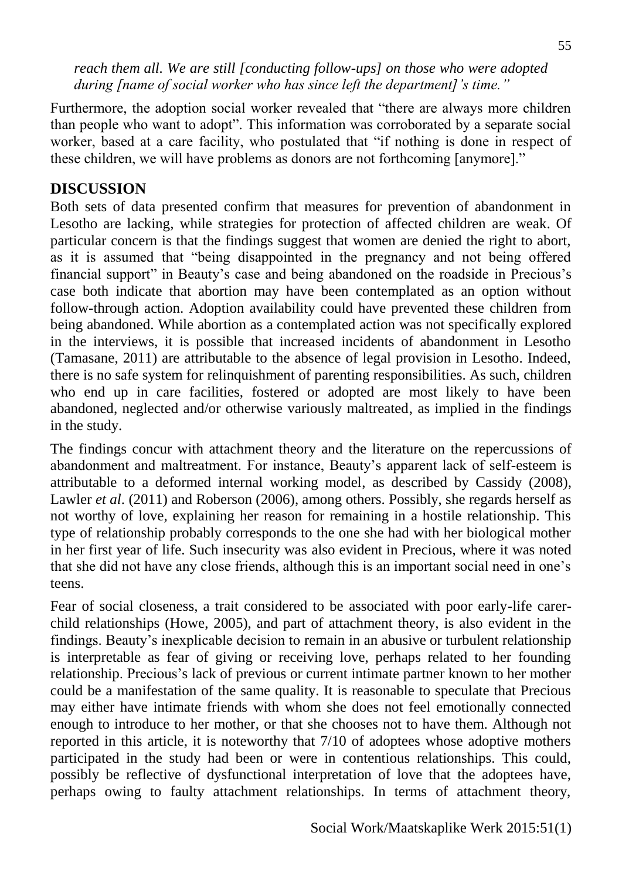*reach them all. We are still [conducting follow-ups] on those who were adopted during [name of social worker who has since left the department]'s time."*

Furthermore, the adoption social worker revealed that "there are always more children than people who want to adopt". This information was corroborated by a separate social worker, based at a care facility, who postulated that "if nothing is done in respect of these children, we will have problems as donors are not forthcoming [anymore]."

## DISCUSSION

Both sets of data presented confirm that measures for prevention of abandonment in Lesotho are lacking, while strategies for protection of affected children are weak. Of particular concern is that the findings suggest that women are denied the right to abort, as it is assumed that "being disappointed in the pregnancy and not being offered financial support" in Beauty's case and being abandoned on the roadside in Precious's case both indicate that abortion may have been contemplated as an option without follow-through action. Adoption availability could have prevented these children from being abandoned. While abortion as a contemplated action was not specifically explored in the interviews, it is possible that increased incidents of abandonment in Lesotho (Tamasane, 2011) are attributable to the absence of legal provision in Lesotho. Indeed, there is no safe system for relinquishment of parenting responsibilities. As such, children who end up in care facilities, fostered or adopted are most likely to have been abandoned, neglected and/or otherwise variously maltreated, as implied in the findings in the study.

The findings concur with attachment theory and the literature on the repercussions of abandonment and maltreatment. For instance, Beauty's apparent lack of self-esteem is attributable to a deformed internal working model, as described by Cassidy (2008), Lawler *et al*. (2011) and Roberson (2006), among others. Possibly, she regards herself as not worthy of love, explaining her reason for remaining in a hostile relationship. This type of relationship probably corresponds to the one she had with her biological mother in her first year of life. Such insecurity was also evident in Precious, where it was noted that she did not have any close friends, although this is an important social need in one's teens.

Fear of social closeness, a trait considered to be associated with poor early-life carer-child relationships (Howe, 2005), and part of attachment theory, is also evident in the findings. Beauty's inexplicable decision to remain in an abusive or turbulent relationship is interpretable as fear of giving or receiving love, perhaps related to her founding relationship. Precious's lack of previous or current intimate partner known to her mother could be a manifestation of the same quality. It is reasonable to speculate that Precious may either have intimate friends with whom she does not feel emotionally connected enough to introduce to her mother, or that she chooses not to have them. Although not reported in this article, it is noteworthy that 7/10 of adoptees whose adoptive mothers participated in the study had been or were in contentious relationships. This could, possibly be reflective of dysfunctional interpretation of love that the adoptees have, perhaps owing to faulty attachment relationships. In terms of attachment theory,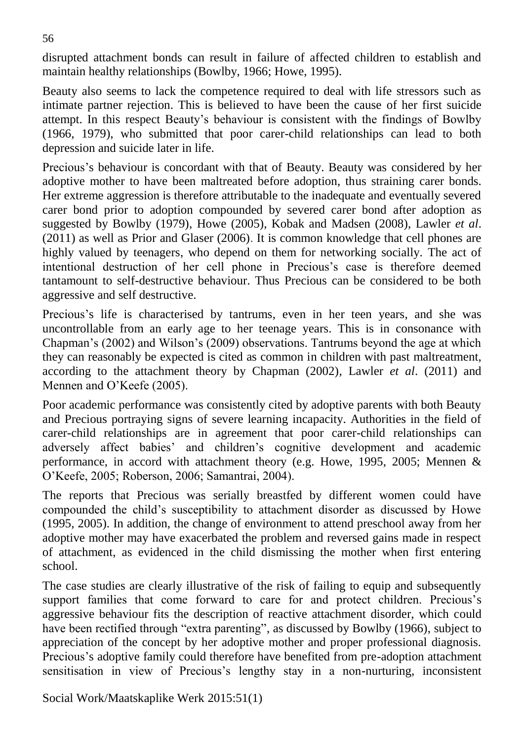disrupted attachment bonds can result in failure of affected children to establish and maintain healthy relationships (Bowlby, 1966; Howe, 1995).

Beauty also seems to lack the competence required to deal with life stressors such as intimate partner rejection. This is believed to have been the cause of her first suicide attempt. In this respect Beauty's behaviour is consistent with the findings of Bowlby (1966, 1979), who submitted that poor carer-child relationships can lead to both depression and suicide later in life.

Precious's behaviour is concordant with that of Beauty. Beauty was considered by her adoptive mother to have been maltreated before adoption, thus straining carer bonds. Her extreme aggression is therefore attributable to the inadequate and eventually severed carer bond prior to adoption compounded by severed carer bond after adoption as suggested by Bowlby (1979), Howe (2005), Kobak and Madsen (2008), Lawler *et al*. (2011) as well as Prior and Glaser (2006). It is common knowledge that cell phones are highly valued by teenagers, who depend on them for networking socially. The act of intentional destruction of her cell phone in Precious's case is therefore deemed tantamount to self-destructive behaviour. Thus Precious can be considered to be both aggressive and self destructive.

Precious's life is characterised by tantrums, even in her teen years, and she was uncontrollable from an early age to her teenage years. This is in consonance with Chapman's (2002) and Wilson's (2009) observations. Tantrums beyond the age at which they can reasonably be expected is cited as common in children with past maltreatment, according to the attachment theory by Chapman (2002), Lawler *et al*. (2011) and Mennen and O'Keefe (2005).

Poor academic performance was consistently cited by adoptive parents with both Beauty and Precious portraying signs of severe learning incapacity. Authorities in the field of carer-child relationships are in agreement that poor carer-child relationships can adversely affect babies' and children's cognitive development and academic performance, in accord with attachment theory (e.g. Howe, 1995, 2005; Mennen & O'Keefe, 2005; Roberson, 2006; Samantrai, 2004).

The reports that Precious was serially breastfed by different women could have compounded the child's susceptibility to attachment disorder as discussed by Howe (1995, 2005). In addition, the change of environment to attend preschool away from her adoptive mother may have exacerbated the problem and reversed gains made in respect of attachment, as evidenced in the child dismissing the mother when first entering school.

The case studies are clearly illustrative of the risk of failing to equip and subsequently support families that come forward to care for and protect children. Precious's aggressive behaviour fits the description of reactive attachment disorder, which could have been rectified through "extra parenting", as discussed by Bowlby (1966), subject to appreciation of the concept by her adoptive mother and proper professional diagnosis. Precious's adoptive family could therefore have benefited from pre-adoption attachment sensitisation in view of Precious's lengthy stay in a non-nurturing, inconsistent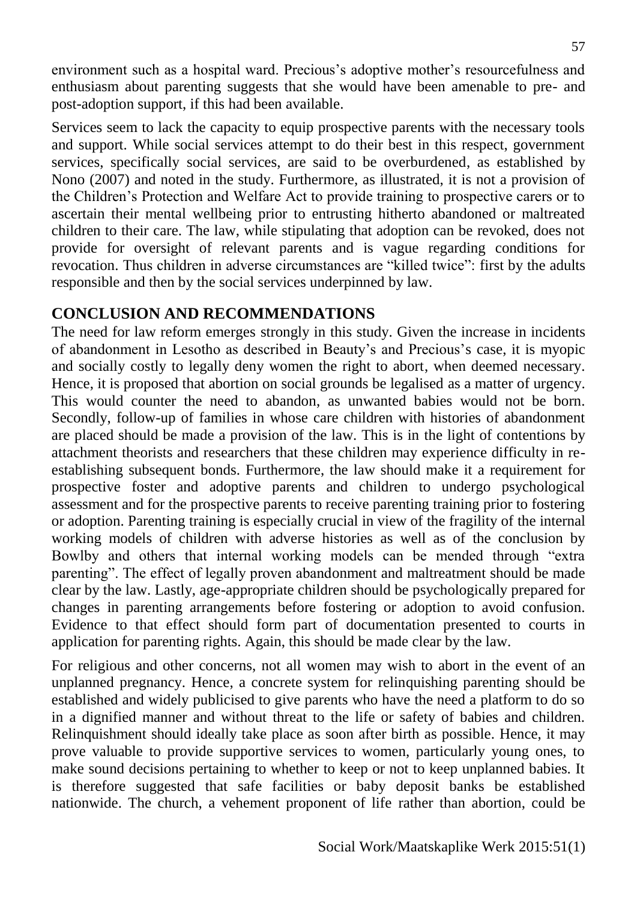environment such as a hospital ward. Precious's adoptive mother's resourcefulness and enthusiasm about parenting suggests that she would have been amenable to pre- and post-adoption support, if this had been available.

Services seem to lack the capacity to equip prospective parents with the necessary tools and support. While social services attempt to do their best in this respect, government services, specifically social services, are said to be overburdened, as established by Nono (2007) and noted in the study. Furthermore, as illustrated, it is not a provision of the Children's Protection and Welfare Act to provide training to prospective carers or to ascertain their mental wellbeing prior to entrusting hitherto abandoned or maltreated children to their care. The law, while stipulating that adoption can be revoked, does not provide for oversight of relevant parents and is vague regarding conditions for revocation. Thus children in adverse circumstances are "killed twice": first by the adults responsible and then by the social services underpinned by law.

## CONCLUSION AND RECOMMENDATIONS

The need for law reform emerges strongly in this study. Given the increase in incidents of abandonment in Lesotho as described in Beauty's and Precious's case, it is myopic and socially costly to legally deny women the right to abort, when deemed necessary. Hence, it is proposed that abortion on social grounds be legalised as a matter of urgency. This would counter the need to abandon, as unwanted babies would not be born. Secondly, follow-up of families in whose care children with histories of abandonment are placed should be made a provision of the law. This is in the light of contentions by attachment theorists and researchers that these children may experience difficulty in re-establishing subsequent bonds. Furthermore, the law should make it a requirement for prospective foster and adoptive parents and children to undergo psychological assessment and for the prospective parents to receive parenting training prior to fostering or adoption. Parenting training is especially crucial in view of the fragility of the internal working models of children with adverse histories as well as of the conclusion by Bowlby and others that internal working models can be mended through "extra parenting". The effect of legally proven abandonment and maltreatment should be made clear by the law. Lastly, age-appropriate children should be psychologically prepared for changes in parenting arrangements before fostering or adoption to avoid confusion. Evidence to that effect should form part of documentation presented to courts in application for parenting rights. Again, this should be made clear by the law.

For religious and other concerns, not all women may wish to abort in the event of an unplanned pregnancy. Hence, a concrete system for relinquishing parenting should be established and widely publicised to give parents who have the need a platform to do so in a dignified manner and without threat to the life or safety of babies and children. Relinquishment should ideally take place as soon after birth as possible. Hence, it may prove valuable to provide supportive services to women, particularly young ones, to make sound decisions pertaining to whether to keep or not to keep unplanned babies. It is therefore suggested that safe facilities or baby deposit banks be established nationwide. The church, a vehement proponent of life rather than abortion, could be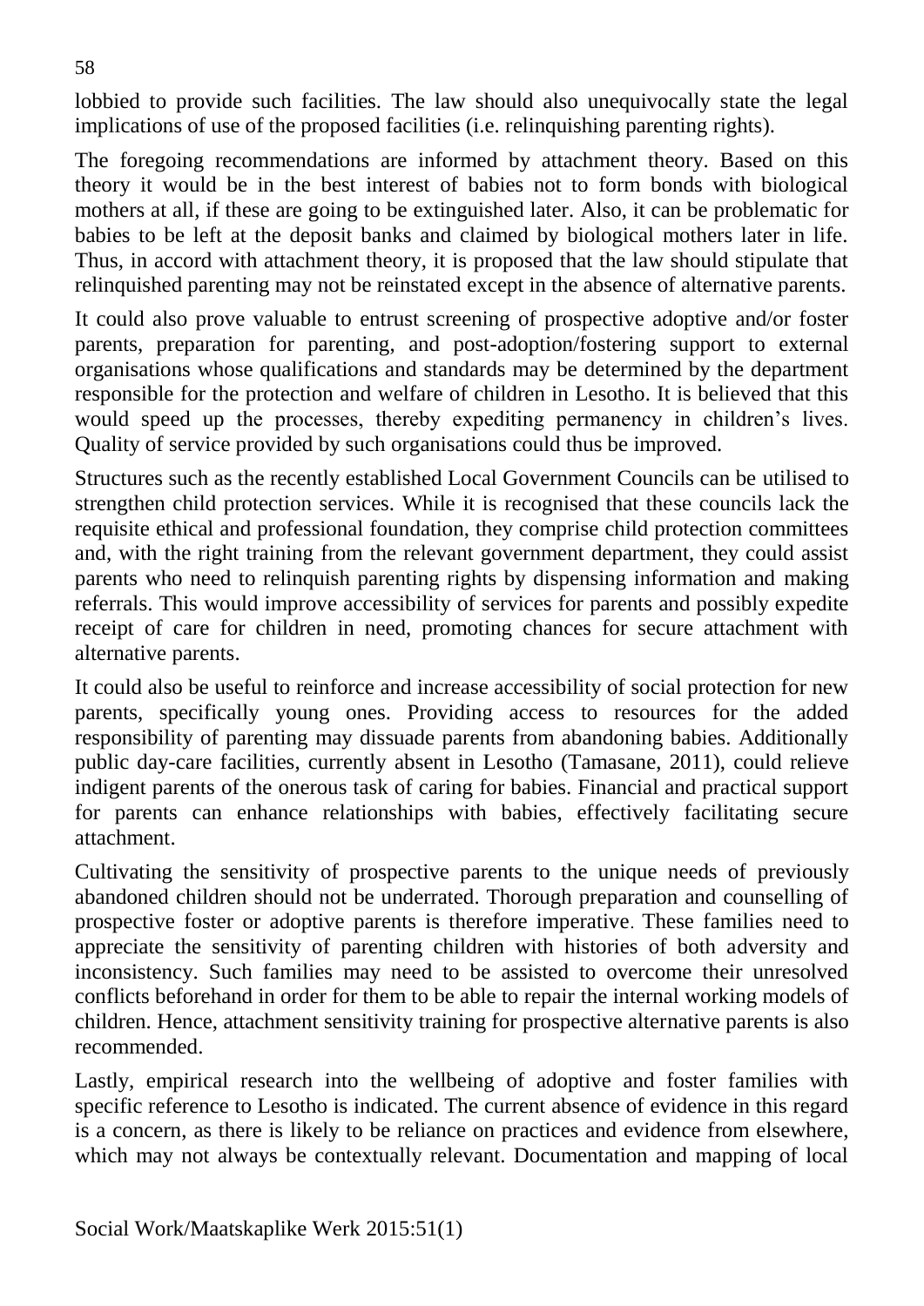lobbied to provide such facilities. The law should also unequivocally state the legal implications of use of the proposed facilities (i.e. relinquishing parenting rights).

The foregoing recommendations are informed by attachment theory. Based on this theory it would be in the best interest of babies not to form bonds with biological mothers at all, if these are going to be extinguished later. Also, it can be problematic for babies to be left at the deposit banks and claimed by biological mothers later in life. Thus, in accord with attachment theory, it is proposed that the law should stipulate that relinquished parenting may not be reinstated except in the absence of alternative parents.

It could also prove valuable to entrust screening of prospective adoptive and/or foster parents, preparation for parenting, and post-adoption/fostering support to external organisations whose qualifications and standards may be determined by the department responsible for the protection and welfare of children in Lesotho. It is believed that this would speed up the processes, thereby expediting permanency in children's lives. Quality of service provided by such organisations could thus be improved.

Structures such as the recently established Local Government Councils can be utilised to strengthen child protection services. While it is recognised that these councils lack the requisite ethical and professional foundation, they comprise child protection committees and, with the right training from the relevant government department, they could assist parents who need to relinquish parenting rights by dispensing information and making referrals. This would improve accessibility of services for parents and possibly expedite receipt of care for children in need, promoting chances for secure attachment with alternative parents.

It could also be useful to reinforce and increase accessibility of social protection for new parents, specifically young ones. Providing access to resources for the added responsibility of parenting may dissuade parents from abandoning babies. Additionally public day-care facilities, currently absent in Lesotho (Tamasane, 2011), could relieve indigent parents of the onerous task of caring for babies. Financial and practical support for parents can enhance relationships with babies, effectively facilitating secure attachment.

Cultivating the sensitivity of prospective parents to the unique needs of previously abandoned children should not be underrated. Thorough preparation and counselling of prospective foster or adoptive parents is therefore imperative. These families need to appreciate the sensitivity of parenting children with histories of both adversity and inconsistency. Such families may need to be assisted to overcome their unresolved conflicts beforehand in order for them to be able to repair the internal working models of children. Hence, attachment sensitivity training for prospective alternative parents is also recommended.

Lastly, empirical research into the wellbeing of adoptive and foster families with specific reference to Lesotho is indicated. The current absence of evidence in this regard is a concern, as there is likely to be reliance on practices and evidence from elsewhere, which may not always be contextually relevant. Documentation and mapping of local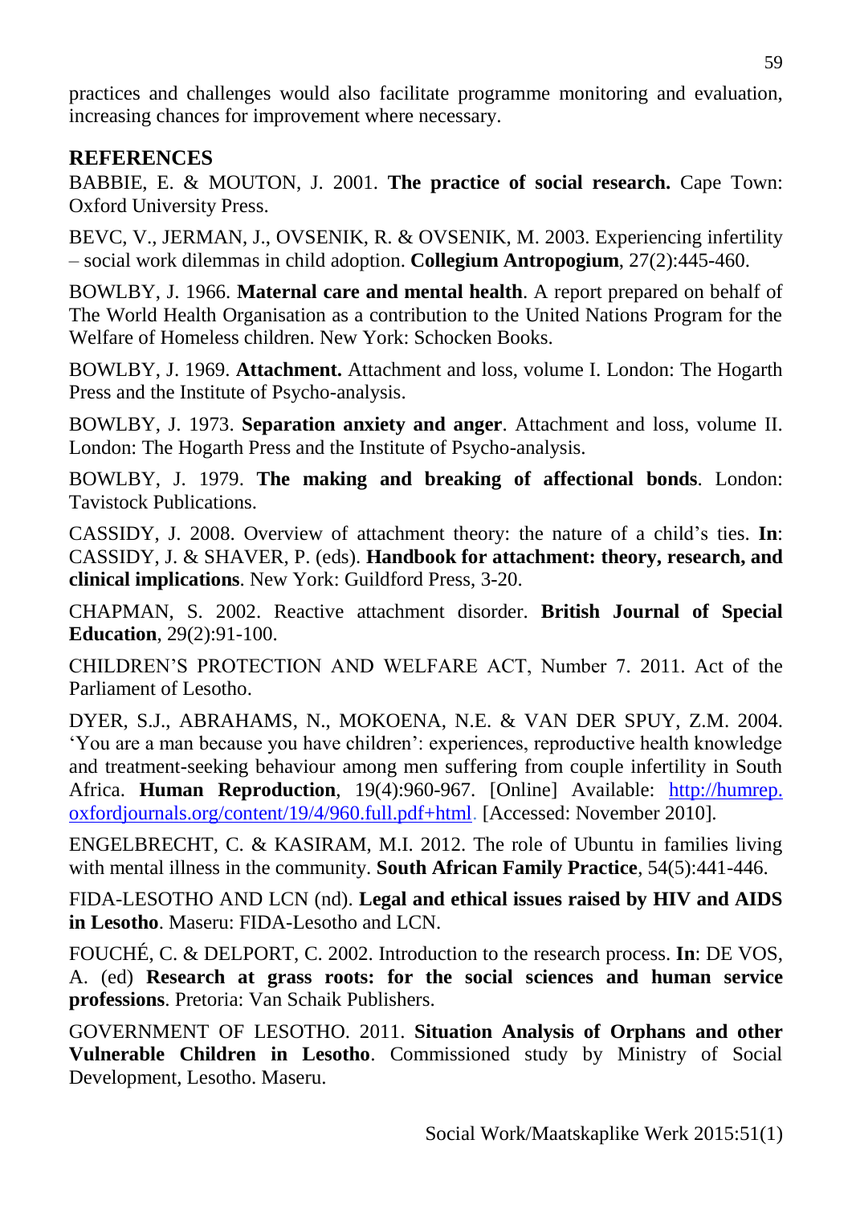practices and challenges would also facilitate programme monitoring and evaluation, increasing chances for improvement where necessary.

## REFERENCES

BABBIE, E. & MOUTON, J. 2001. **The practice of social research.** Cape Town: Oxford University Press.

BEVC, V., JERMAN, J., OVSENIK, R. & OVSENIK, M. 2003. Experiencing infertility – social work dilemmas in child adoption. **Collegium Antropogium**, 27(2):445-460.

BOWLBY, J. 1966. **Maternal care and mental health**. A report prepared on behalf of The World Health Organisation as a contribution to the United Nations Program for the Welfare of Homeless children. New York: Schocken Books.

BOWLBY, J. 1969. **Attachment.** Attachment and loss, volume I. London: The Hogarth Press and the Institute of Psycho-analysis.

BOWLBY, J. 1973. **Separation anxiety and anger**. Attachment and loss, volume II. London: The Hogarth Press and the Institute of Psycho-analysis.

BOWLBY, J. 1979. **The making and breaking of affectional bonds**. London: Tavistock Publications.

CASSIDY, J. 2008. Overview of attachment theory: the nature of a child's ties. **In**: CASSIDY, J. & SHAVER, P. (eds). **Handbook for attachment: theory, research, and clinical implications**. New York: Guildford Press, 3-20.

CHAPMAN, S. 2002. Reactive attachment disorder. **British Journal of Special Education**, 29(2):91-100.

CHILDREN'S PROTECTION AND WELFARE ACT, Number 7. 2011. Act of the Parliament of Lesotho.

DYER, S.J., ABRAHAMS, N., MOKOENA, N.E. & VAN DER SPUY, Z.M. 2004. 'You are a man because you have children': experiences, reproductive health knowledge and treatment-seeking behaviour among men suffering from couple infertility in South Africa. **Human Reproduction**, 19(4):960-967. [Online] Available: http://humrep.oxfordjournals.org/content/19/4/960.full.pdf+html. [Accessed: November 2010].

ENGELBRECHT, C. & KASIRAM, M.I. 2012. The role of Ubuntu in families living with mental illness in the community. **South African Family Practice**, 54(5):441-446.

FIDA-LESOTHO AND LCN (nd). **Legal and ethical issues raised by HIV and AIDS in Lesotho**. Maseru: FIDA-Lesotho and LCN.

FOUCHÉ, C. & DELPORT, C. 2002. Introduction to the research process. **In**: DE VOS, A. (ed) **Research at grass roots: for the social sciences and human service professions**. Pretoria: Van Schaik Publishers.

GOVERNMENT OF LESOTHO. 2011. **Situation Analysis of Orphans and other Vulnerable Children in Lesotho**. Commissioned study by Ministry of Social Development, Lesotho. Maseru.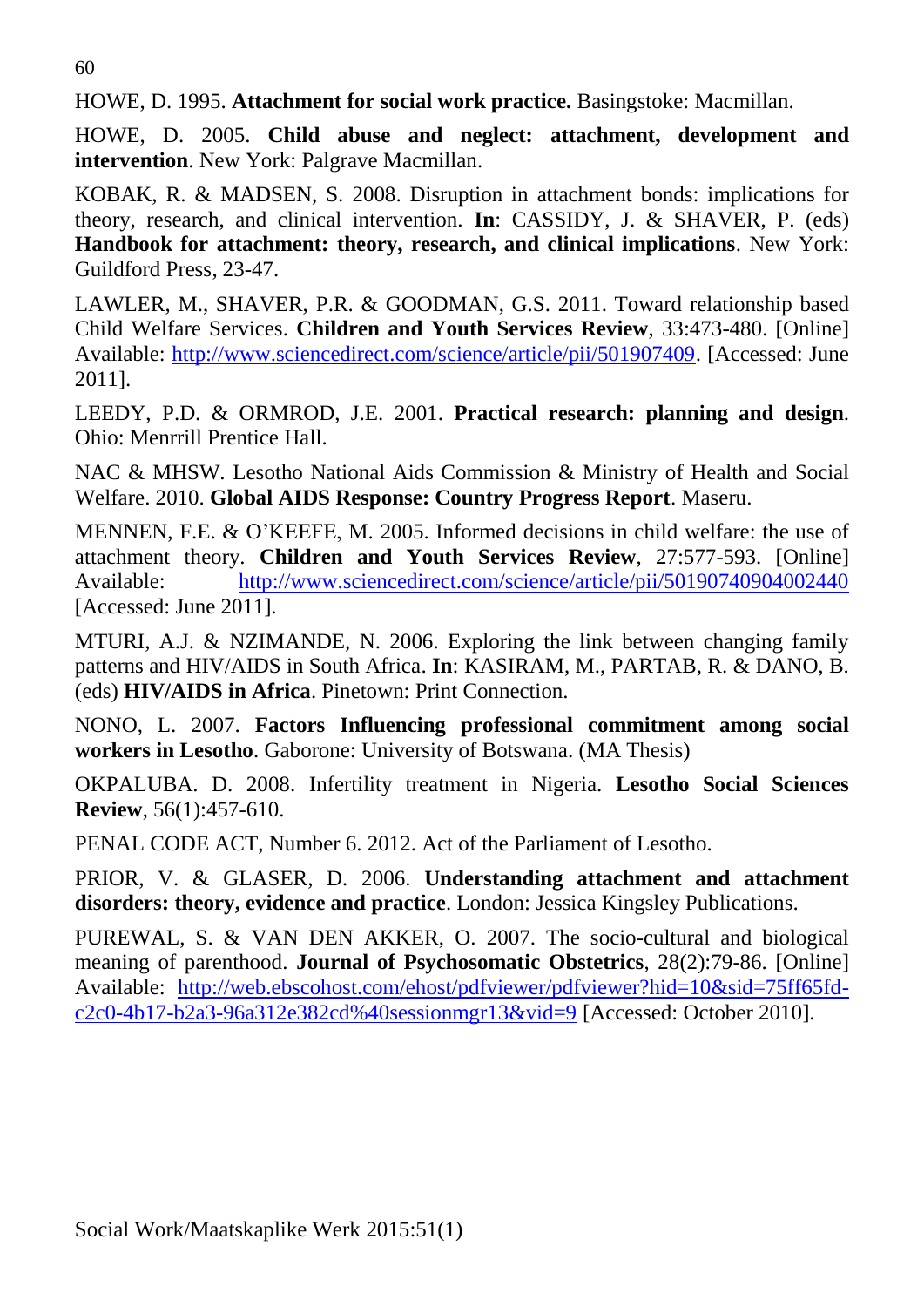HOWE, D. 1995. **Attachment for social work practice.** Basingstoke: Macmillan.

HOWE, D. 2005. **Child abuse and neglect: attachment, development and intervention**. New York: Palgrave Macmillan.

KOBAK, R. & MADSEN, S. 2008. Disruption in attachment bonds: implications for theory, research, and clinical intervention. **In**: CASSIDY, J. & SHAVER, P. (eds) **Handbook for attachment: theory, research, and clinical implications**. New York: Guildford Press, 23-47.

LAWLER, M., SHAVER, P.R. & GOODMAN, G.S. 2011. Toward relationship based Child Welfare Services. **Children and Youth Services Review**, 33:473-480. [Online] Available: http://www.sciencedirect.com/science/article/pii/501907409. [Accessed: June 2011].

LEEDY, P.D. & ORMROD, J.E. 2001. **Practical research: planning and design**. Ohio: Menrrill Prentice Hall.

NAC & MHSW. Lesotho National Aids Commission & Ministry of Health and Social Welfare. 2010. **Global AIDS Response: Country Progress Report**. Maseru.

MENNEN, F.E. & O'KEEFE, M. 2005. Informed decisions in child welfare: the use of attachment theory. **Children and Youth Services Review**, 27:577-593. [Online] Available: http://www.sciencedirect.com/science/article/pii/50190740904002440 [Accessed: June 2011].

MTURI, A.J. & NZIMANDE, N. 2006. Exploring the link between changing family patterns and HIV/AIDS in South Africa. **In**: KASIRAM, M., PARTAB, R. & DANO, B. (eds) **HIV/AIDS in Africa**. Pinetown: Print Connection.

NONO, L. 2007. **Factors Influencing professional commitment among social workers in Lesotho**. Gaborone: University of Botswana. (MA Thesis)

OKPALUBA. D. 2008. Infertility treatment in Nigeria. **Lesotho Social Sciences Review**, 56(1):457-610.

PENAL CODE ACT, Number 6. 2012. Act of the Parliament of Lesotho.

PRIOR, V. & GLASER, D. 2006. **Understanding attachment and attachment disorders: theory, evidence and practice**. London: Jessica Kingsley Publications.

PUREWAL, S. & VAN DEN AKKER, O. 2007. The socio-cultural and biological meaning of parenthood. **Journal of Psychosomatic Obstetrics**, 28(2):79-86. [Online] Available: http://web.ebscohost.com/ehost/pdfviewer/pdfviewer?hid=10&sid=75ff65fd-c2c0-4b17-b2a3-96a312e382cd%40sessionmgr13&vid=9 [Accessed: October 2010].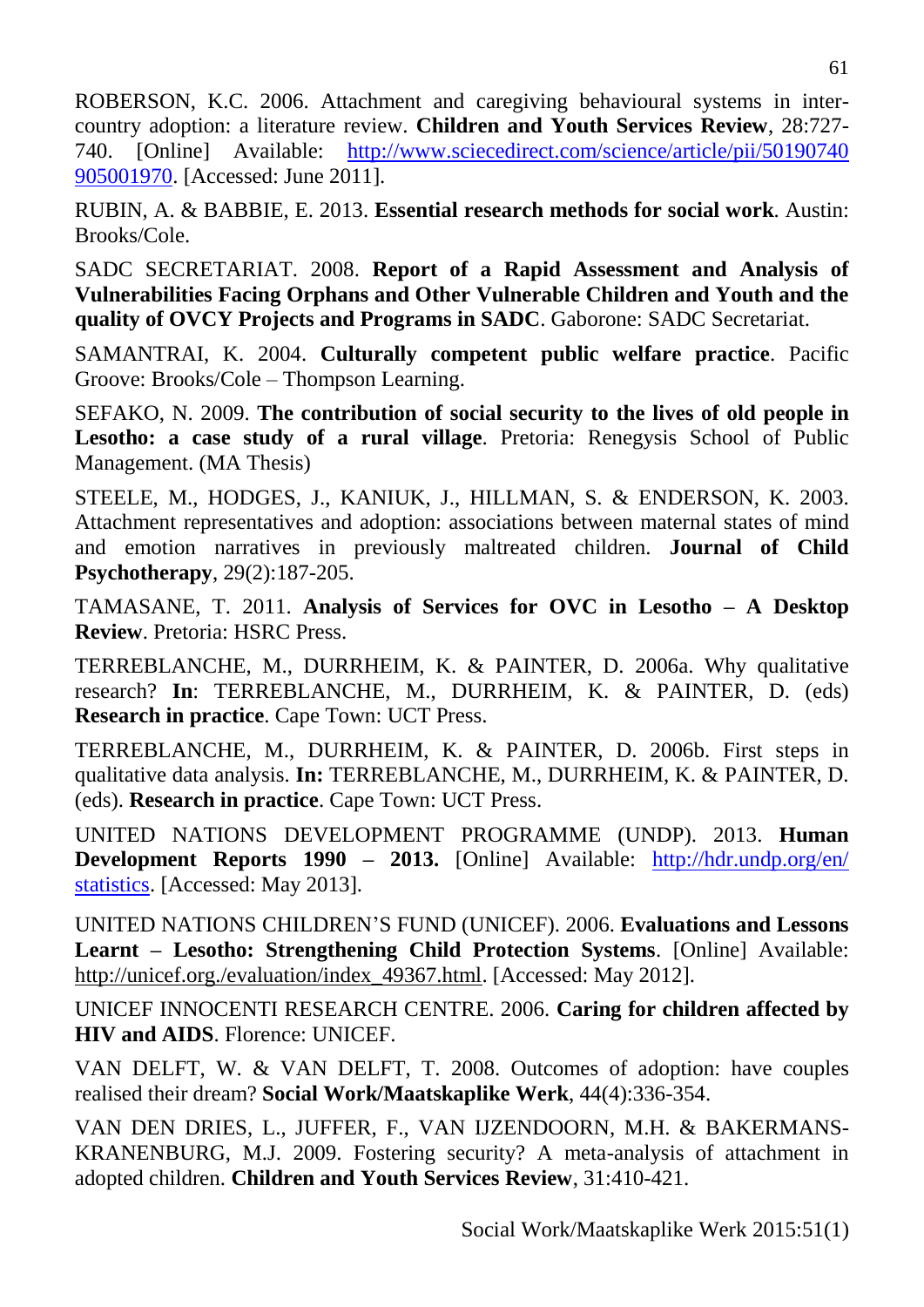ROBERSON, K.C. 2006. Attachment and caregiving behavioural systems in inter-country adoption: a literature review. **Children and Youth Services Review**, 28:727-740. [Online] Available: http://www.sciecedirect.com/science/article/pii/50190740905001970. [Accessed: June 2011].

RUBIN, A. & BABBIE, E. 2013. **Essential research methods for social work**. Austin: Brooks/Cole.

SADC SECRETARIAT. 2008. **Report of a Rapid Assessment and Analysis of Vulnerabilities Facing Orphans and Other Vulnerable Children and Youth and the quality of OVCY Projects and Programs in SADC**. Gaborone: SADC Secretariat.

SAMANTRAI, K. 2004. **Culturally competent public welfare practice**. Pacific Groove: Brooks/Cole – Thompson Learning.

SEFAKO, N. 2009. **The contribution of social security to the lives of old people in Lesotho: a case study of a rural village**. Pretoria: Renegysis School of Public Management. (MA Thesis)

STEELE, M., HODGES, J., KANIUK, J., HILLMAN, S. & ENDERSON, K. 2003. Attachment representatives and adoption: associations between maternal states of mind and emotion narratives in previously maltreated children. **Journal of Child Psychotherapy**, 29(2):187-205.

TAMASANE, T. 2011. **Analysis of Services for OVC in Lesotho – A Desktop Review**. Pretoria: HSRC Press.

TERREBLANCHE, M., DURRHEIM, K. & PAINTER, D. 2006a. Why qualitative research? **In**: TERREBLANCHE, M., DURRHEIM, K. & PAINTER, D. (eds) **Research in practice**. Cape Town: UCT Press.

TERREBLANCHE, M., DURRHEIM, K. & PAINTER, D. 2006b. First steps in qualitative data analysis. **In:** TERREBLANCHE, M., DURRHEIM, K. & PAINTER, D. (eds). **Research in practice**. Cape Town: UCT Press.

UNITED NATIONS DEVELOPMENT PROGRAMME (UNDP). 2013. **Human Development Reports 1990 – 2013.** [Online] Available: http://hdr.undp.org/en/statistics. [Accessed: May 2013].

UNITED NATIONS CHILDREN'S FUND (UNICEF). 2006. **Evaluations and Lessons Learnt – Lesotho: Strengthening Child Protection Systems**. [Online] Available: http://unicef.org./evaluation/index_49367.html. [Accessed: May 2012].

UNICEF INNOCENTI RESEARCH CENTRE. 2006. **Caring for children affected by HIV and AIDS**. Florence: UNICEF.

VAN DELFT, W. & VAN DELFT, T. 2008. Outcomes of adoption: have couples realised their dream? **Social Work/Maatskaplike Werk**, 44(4):336-354.

VAN DEN DRIES, L., JUFFER, F., VAN IJZENDOORN, M.H. & BAKERMANS-KRANENBURG, M.J. 2009. Fostering security? A meta-analysis of attachment in adopted children. **Children and Youth Services Review**, 31:410-421.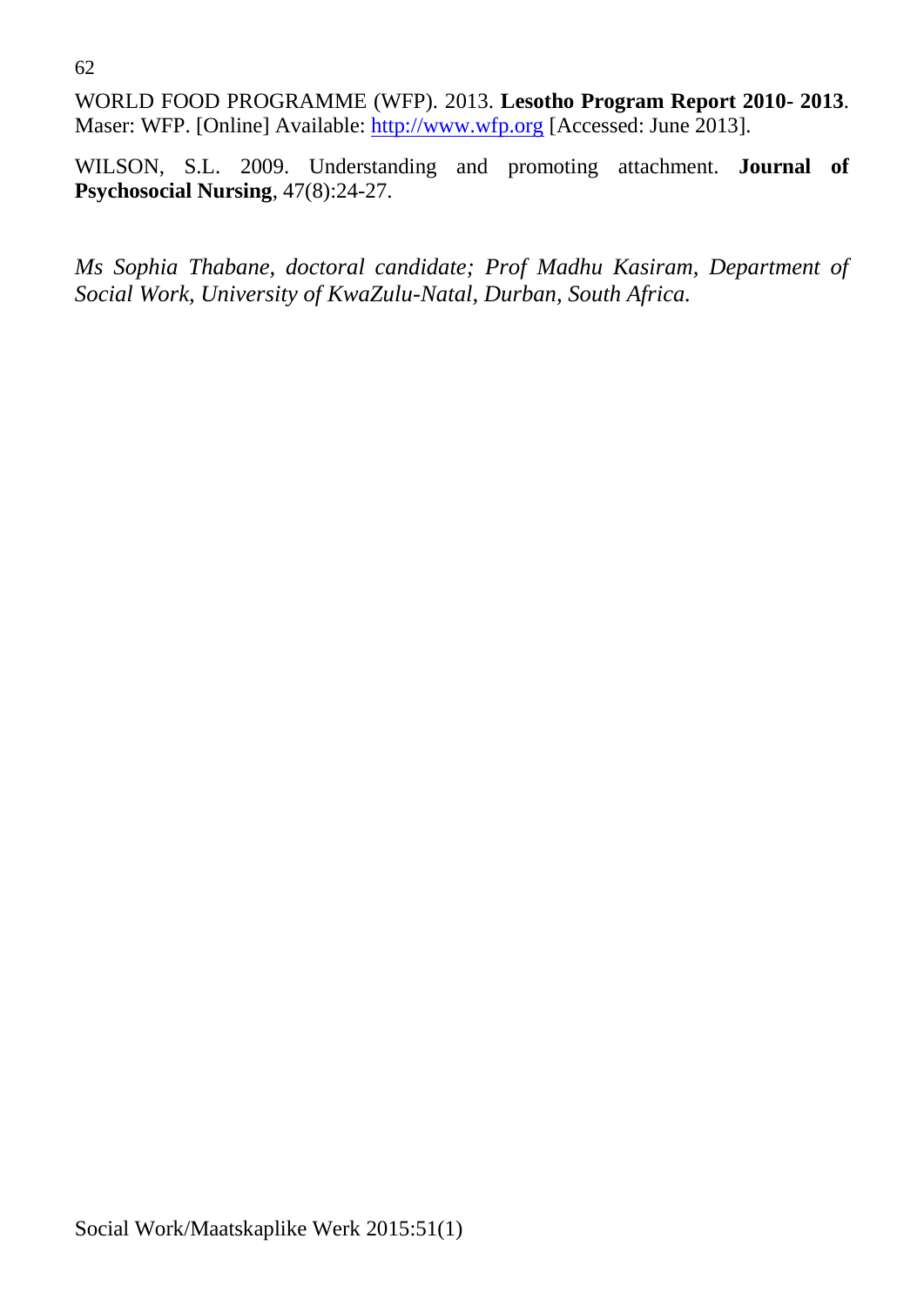WORLD FOOD PROGRAMME (WFP). 2013. **Lesotho Program Report 2010- 2013**. Maser: WFP. [Online] Available: http://www.wfp.org [Accessed: June 2013].

WILSON, S.L. 2009. Understanding and promoting attachment. **Journal of Psychosocial Nursing**, 47(8):24-27.

*Ms Sophia Thabane, doctoral candidate; Prof Madhu Kasiram, Department of Social Work, University of KwaZulu-Natal, Durban, South Africa.*